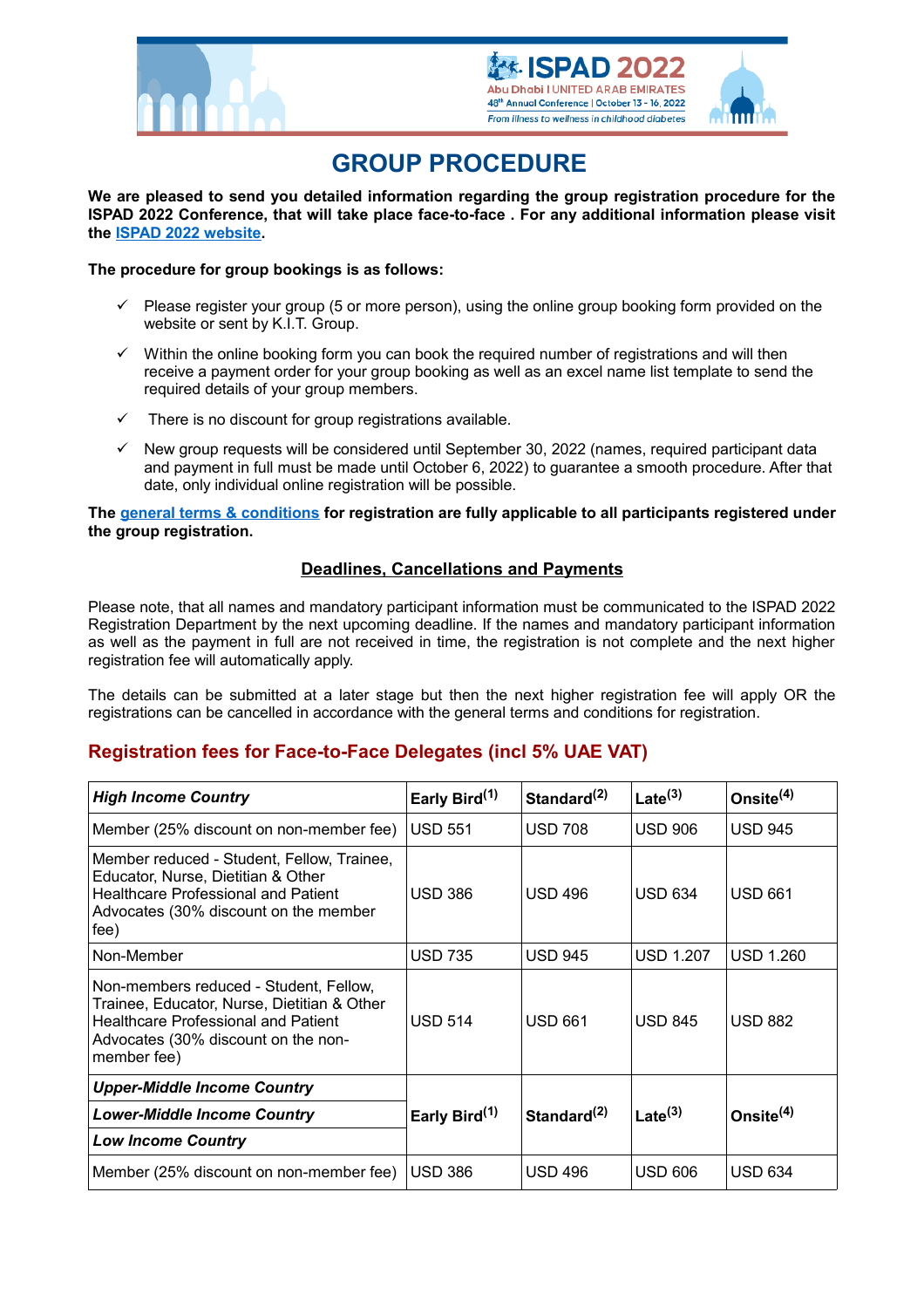# GROUP PROCEDURE

**We are pleased to send you detailed information regarding the group registration procedure for the ISPAD 2022 Conference, that will take place face-to-face . For any additional information please visit the [ISPAD 2022 website](ISPAD 2022 website).**

**The procedure for group bookings is as follows:**

- ✓ Please register your group (5 or more person), using the online group booking form provided on the website or sent by K.I.T. Group.
- ✓ Within the online booking form you can book the required number of registrations and will then receive a payment order for your group booking as well as an excel name list template to send the required details of your group members.
- ✓ There is no discount for group registrations available.
- ✓ New group requests will be considered until September 30, 2022 (names, required participant data and payment in full must be made until October 6, 2022) to guarantee a smooth procedure. After that date, only individual online registration will be possible.

**The general terms & conditions for registration are fully applicable to all participants registered under the group registration.**

## Deadlines, Cancellations and Payments

Please note, that all names and mandatory participant information must be communicated to the ISPAD 2022 Registration Department by the next upcoming deadline. If the names and mandatory participant information as well as the payment in full are not received in time, the registration is not complete and the next higher registration fee will automatically apply.

The details can be submitted at a later stage but then the next higher registration fee will apply OR the registrations can be cancelled in accordance with the general terms and conditions for registration.

## Registration fees for Face-to-Face Delegates (incl 5% UAE VAT)

| ***High Income Country*** | **Early Bird[1]** | **Standard[2]** | **Late[3]** | **Onsite[4]** |
|---|---|---|---|---|
| Member (25% discount on non-member fee) | USD 551 | USD 708 | USD 906 | USD 945 |
| Member reduced - Student, Fellow, Trainee, Educator, Nurse, Dietitian & Other Healthcare Professional and Patient Advocates (30% discount on the member fee) | USD 386 | USD 496 | USD 634 | USD 661 |
| Non-Member | USD 735 | USD 945 | USD 1.207 | USD 1.260 |
| Non-members reduced - Student, Fellow, Trainee, Educator, Nurse, Dietitian & Other Healthcare Professional and Patient Advocates (30% discount on the non-member fee) | USD 514 | USD 661 | USD 845 | USD 882 |
| ***Upper-Middle Income Country*** ***Lower-Middle Income Country*** ***Low Income Country*** | **Early Bird[1]** | **Standard[2]** | **Late[3]** | **Onsite[4]** |
| Member (25% discount on non-member fee) | USD 386 | USD 496 | USD 606 | USD 634 |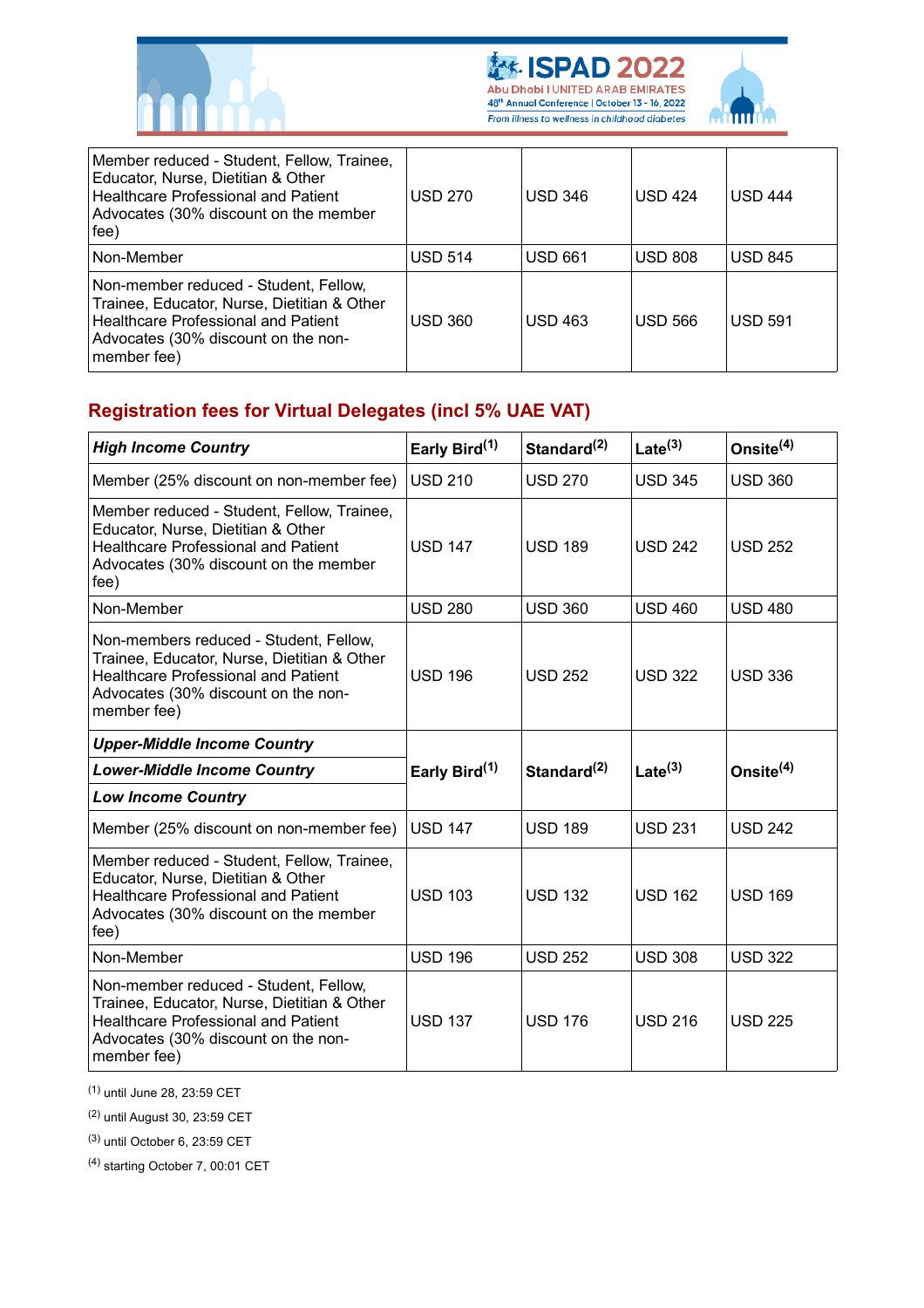| | | | | |
|---|---|---|---|---|
| Member reduced - Student, Fellow, Trainee, Educator, Nurse, Dietitian & Other Healthcare Professional and Patient Advocates (30% discount on the member fee) | USD 270 | USD 346 | USD 424 | USD 444 |
| Non-Member | USD 514 | USD 661 | USD 808 | USD 845 |
| Non-member reduced - Student, Fellow, Trainee, Educator, Nurse, Dietitian & Other Healthcare Professional and Patient Advocates (30% discount on the non-member fee) | USD 360 | USD 463 | USD 566 | USD 591 |

## Registration fees for Virtual Delegates (incl 5% UAE VAT)

| ***High Income Country*** | **Early Bird**[(1)] | **Standard**[(2)] | **Late**[(3)] | **Onsite**[(4)] |
|---|---|---|---|---|
| Member (25% discount on non-member fee) | USD 210 | USD 270 | USD 345 | USD 360 |
| Member reduced - Student, Fellow, Trainee, Educator, Nurse, Dietitian & Other Healthcare Professional and Patient Advocates (30% discount on the member fee) | USD 147 | USD 189 | USD 242 | USD 252 |
| Non-Member | USD 280 | USD 360 | USD 460 | USD 480 |
| Non-members reduced - Student, Fellow, Trainee, Educator, Nurse, Dietitian & Other Healthcare Professional and Patient Advocates (30% discount on the non-member fee) | USD 196 | USD 252 | USD 322 | USD 336 |
| ***Upper-Middle Income Country*** ***Lower-Middle Income Country*** ***Low Income Country*** | **Early Bird**[(1)] | **Standard**[(2)] | **Late**[(3)] | **Onsite**[(4)] |
| Member (25% discount on non-member fee) | USD 147 | USD 189 | USD 231 | USD 242 |
| Member reduced - Student, Fellow, Trainee, Educator, Nurse, Dietitian & Other Healthcare Professional and Patient Advocates (30% discount on the member fee) | USD 103 | USD 132 | USD 162 | USD 169 |
| Non-Member | USD 196 | USD 252 | USD 308 | USD 322 |
| Non-member reduced - Student, Fellow, Trainee, Educator, Nurse, Dietitian & Other Healthcare Professional and Patient Advocates (30% discount on the non-member fee) | USD 137 | USD 176 | USD 216 | USD 225 |

[(1)] until June 28, 23:59 CET

[(2)] until August 30, 23:59 CET

[(3)] until October 6, 23:59 CET

[(4)] starting October 7, 00:01 CET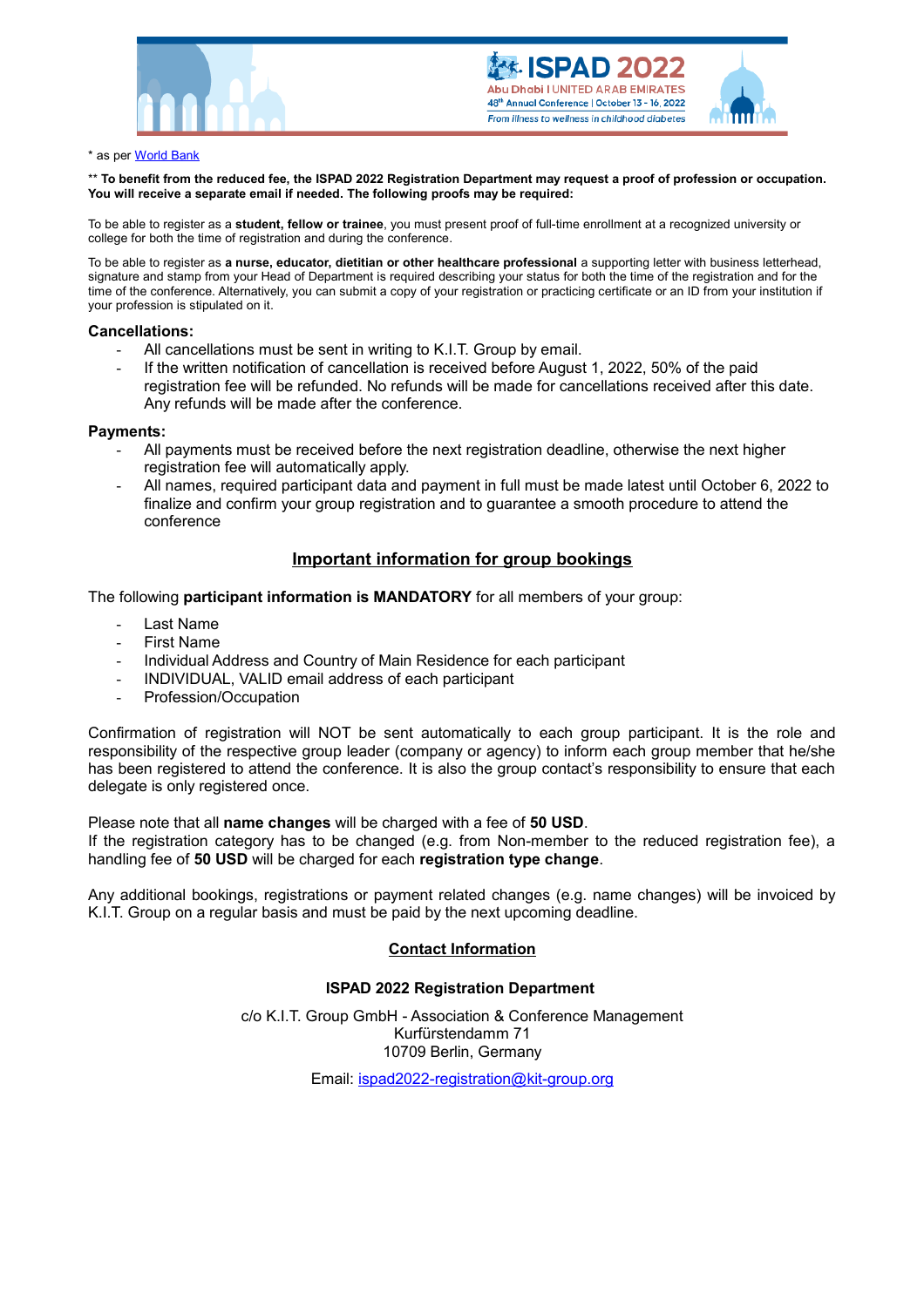\* as per World Bank

**\*\* To benefit from the reduced fee, the ISPAD 2022 Registration Department may request a proof of profession or occupation. You will receive a separate email if needed. The following proofs may be required:**

To be able to register as a **student, fellow or trainee**, you must present proof of full-time enrollment at a recognized university or college for both the time of registration and during the conference.

To be able to register as **a nurse, educator, dietitian or other healthcare professional** a supporting letter with business letterhead, signature and stamp from your Head of Department is required describing your status for both the time of the registration and for the time of the conference. Alternatively, you can submit a copy of your registration or practicing certificate or an ID from your institution if your profession is stipulated on it.

**Cancellations:**

- All cancellations must be sent in writing to K.I.T. Group by email.
- If the written notification of cancellation is received before August 1, 2022, 50% of the paid registration fee will be refunded. No refunds will be made for cancellations received after this date. Any refunds will be made after the conference.

**Payments:**

- All payments must be received before the next registration deadline, otherwise the next higher registration fee will automatically apply.
- All names, required participant data and payment in full must be made latest until October 6, 2022 to finalize and confirm your group registration and to guarantee a smooth procedure to attend the conference

## Important information for group bookings

The following **participant information is MANDATORY** for all members of your group:

- Last Name
- First Name
- Individual Address and Country of Main Residence for each participant
- INDIVIDUAL, VALID email address of each participant
- Profession/Occupation

Confirmation of registration will NOT be sent automatically to each group participant. It is the role and responsibility of the respective group leader (company or agency) to inform each group member that he/she has been registered to attend the conference. It is also the group contact's responsibility to ensure that each delegate is only registered once.

Please note that all **name changes** will be charged with a fee of **50 USD**.
If the registration category has to be changed (e.g. from Non-member to the reduced registration fee), a handling fee of **50 USD** will be charged for each **registration type change**.

Any additional bookings, registrations or payment related changes (e.g. name changes) will be invoiced by K.I.T. Group on a regular basis and must be paid by the next upcoming deadline.

## Contact Information

**ISPAD 2022 Registration Department**

c/o K.I.T. Group GmbH - Association & Conference Management
Kurfürstendamm 71
10709 Berlin, Germany

Email: ispad2022-registration@kit-group.org